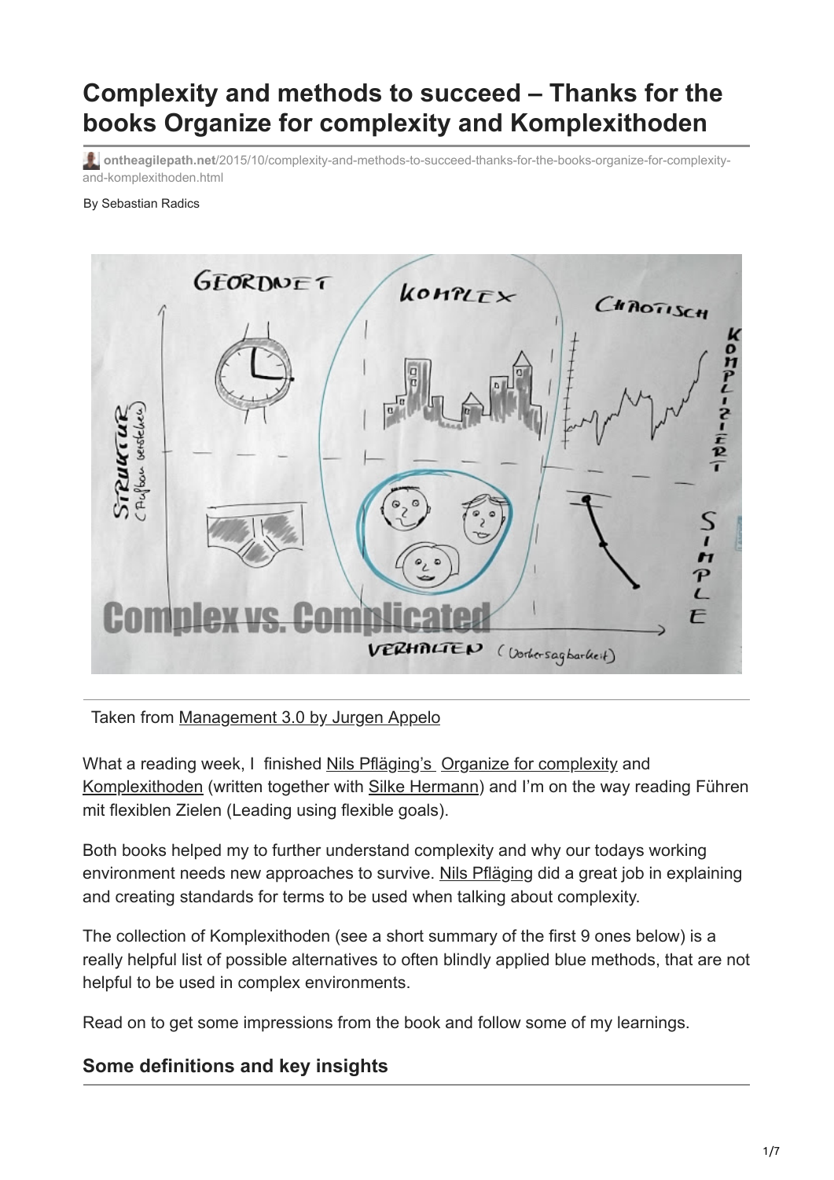# Complexity and methods to succeed – Thanks for the books Organize for complexity and Komplexithoden

ontheagilepath.net/2015/10/complexity-and-methods-to-succeed-thanks-for-the-books-organize-for-complexity-and-komplexithoden.html

By Sebastian Radics

Taken from Management 3.0 by Jurgen Appelo

What a reading week, I finished Nils Pfläging's Organize for complexity and Komplexithoden (written together with Silke Hermann) and I'm on the way reading Führen mit flexiblen Zielen (Leading using flexible goals).

Both books helped my to further understand complexity and why our todays working environment needs new approaches to survive. Nils Pfläging did a great job in explaining and creating standards for terms to be used when talking about complexity.

The collection of Komplexithoden (see a short summary of the first 9 ones below) is a really helpful list of possible alternatives to often blindly applied blue methods, that are not helpful to be used in complex environments.

Read on to get some impressions from the book and follow some of my learnings.

## Some definitions and key insights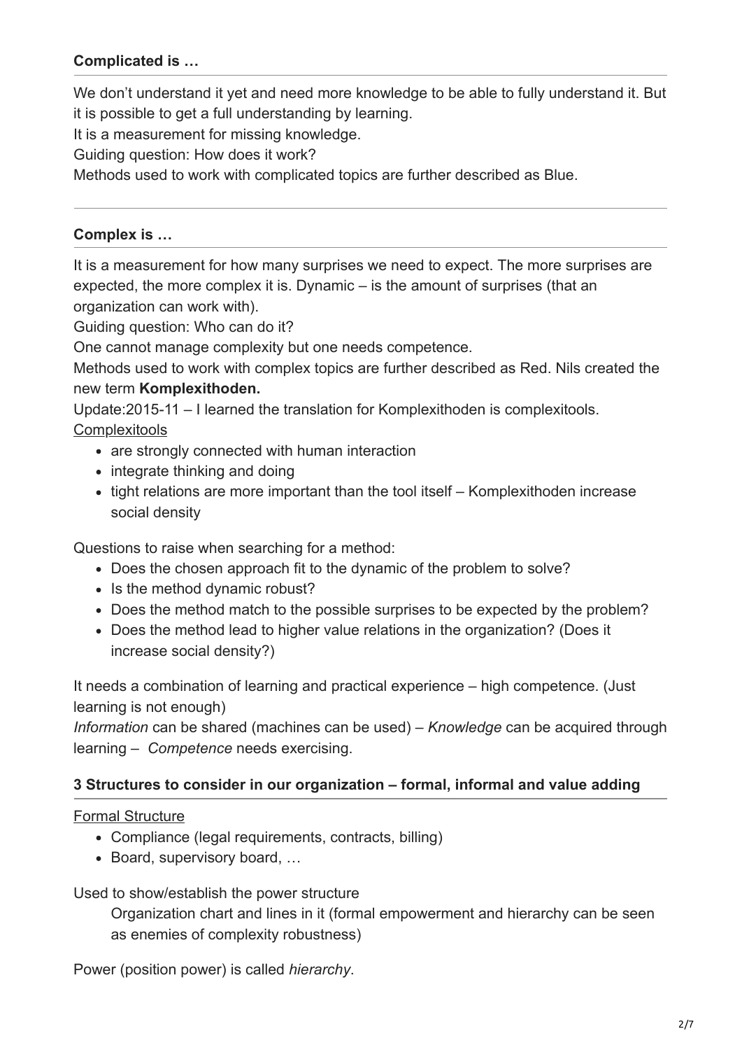#### **Complicated is …**

We don't understand it yet and need more knowledge to be able to fully understand it. But it is possible to get a full understanding by learning.
It is a measurement for missing knowledge.
Guiding question: How does it work?
Methods used to work with complicated topics are further described as Blue.

---

#### **Complex is …**

It is a measurement for how many surprises we need to expect. The more surprises are expected, the more complex it is. Dynamic – is the amount of surprises (that an organization can work with).
Guiding question: Who can do it?
One cannot manage complexity but one needs competence.
Methods used to work with complex topics are further described as Red. Nils created the new term **Komplexithoden.**
Update:2015-11 – I learned the translation for Komplexithoden is complexitools.
Complexitools

- are strongly connected with human interaction
- integrate thinking and doing
- tight relations are more important than the tool itself – Komplexithoden increase social density

Questions to raise when searching for a method:

- Does the chosen approach fit to the dynamic of the problem to solve?
- Is the method dynamic robust?
- Does the method match to the possible surprises to be expected by the problem?
- Does the method lead to higher value relations in the organization? (Does it increase social density?)

It needs a combination of learning and practical experience – high competence. (Just learning is not enough)
*Information* can be shared (machines can be used) – *Knowledge* can be acquired through learning – *Competence* needs exercising.

#### **3 Structures to consider in our organization – formal, informal and value adding**

Formal Structure

- Compliance (legal requirements, contracts, billing)
- Board, supervisory board, …

Used to show/establish the power structure

Organization chart and lines in it (formal empowerment and hierarchy can be seen as enemies of complexity robustness)

Power (position power) is called *hierarchy*.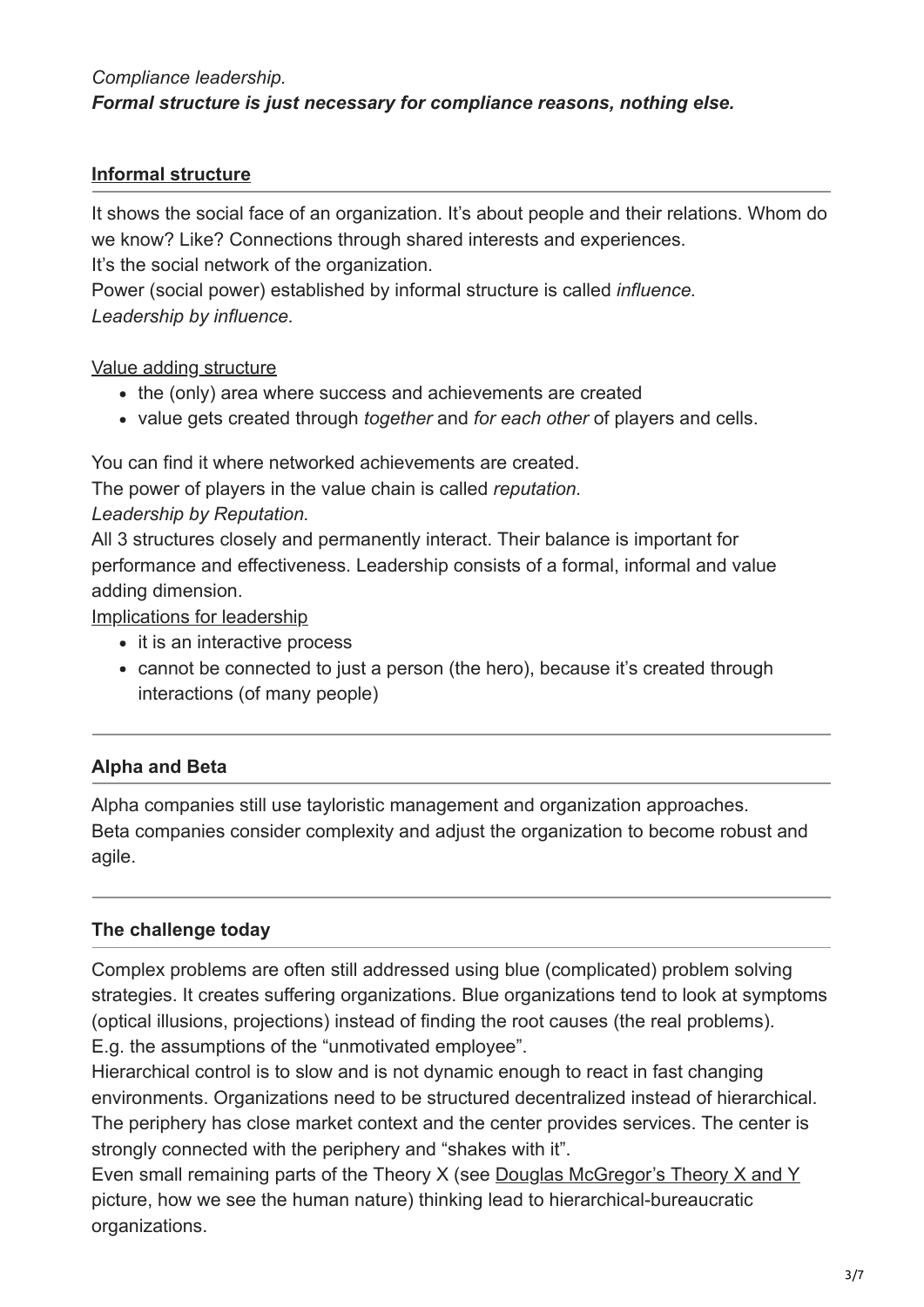*Compliance leadership.*
***Formal structure is just necessary for compliance reasons, nothing else.***

## Informal structure

It shows the social face of an organization. It's about people and their relations. Whom do we know? Like? Connections through shared interests and experiences.
It's the social network of the organization.
Power (social power) established by informal structure is called *influence.*
*Leadership by influence.*

Value adding structure

- the (only) area where success and achievements are created
- value gets created through *together* and *for each other* of players and cells.

You can find it where networked achievements are created.
The power of players in the value chain is called *reputation.*
*Leadership by Reputation.*
All 3 structures closely and permanently interact. Their balance is important for performance and effectiveness. Leadership consists of a formal, informal and value adding dimension.
Implications for leadership

- it is an interactive process
- cannot be connected to just a person (the hero), because it's created through interactions (of many people)

## Alpha and Beta

Alpha companies still use tayloristic management and organization approaches.
Beta companies consider complexity and adjust the organization to become robust and agile.

## The challenge today

Complex problems are often still addressed using blue (complicated) problem solving strategies. It creates suffering organizations. Blue organizations tend to look at symptoms (optical illusions, projections) instead of finding the root causes (the real problems).
E.g. the assumptions of the "unmotivated employee".
Hierarchical control is to slow and is not dynamic enough to react in fast changing environments. Organizations need to be structured decentralized instead of hierarchical. The periphery has close market context and the center provides services. The center is strongly connected with the periphery and "shakes with it".
Even small remaining parts of the Theory X (see Douglas McGregor's Theory X and Y picture, how we see the human nature) thinking lead to hierarchical-bureaucratic organizations.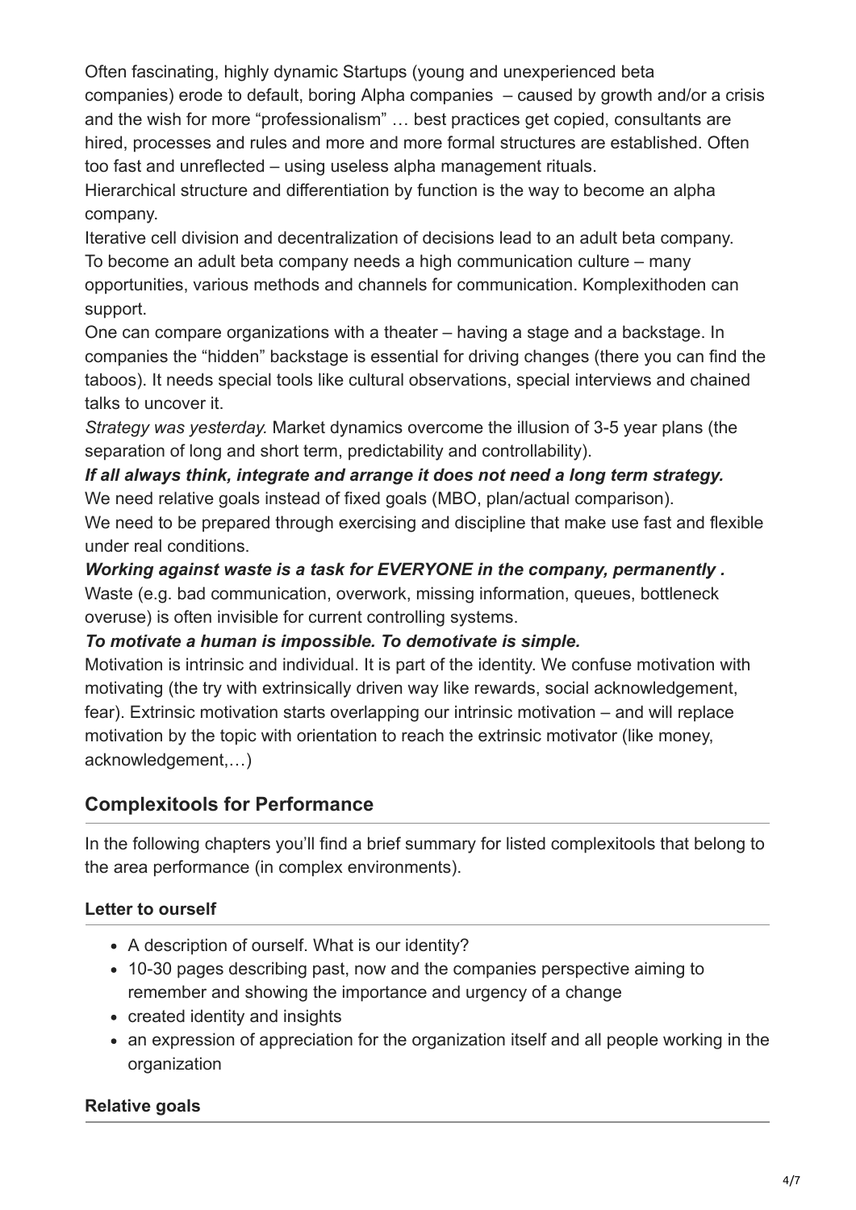Often fascinating, highly dynamic Startups (young and unexperienced beta companies) erode to default, boring Alpha companies – caused by growth and/or a crisis and the wish for more "professionalism" … best practices get copied, consultants are hired, processes and rules and more and more formal structures are established. Often too fast and unreflected – using useless alpha management rituals.
Hierarchical structure and differentiation by function is the way to become an alpha company.
Iterative cell division and decentralization of decisions lead to an adult beta company.
To become an adult beta company needs a high communication culture – many opportunities, various methods and channels for communication. Komplexithoden can support.
One can compare organizations with a theater – having a stage and a backstage. In companies the "hidden" backstage is essential for driving changes (there you can find the taboos). It needs special tools like cultural observations, special interviews and chained talks to uncover it.
*Strategy was yesterday.* Market dynamics overcome the illusion of 3-5 year plans (the separation of long and short term, predictability and controllability).
***If all always think, integrate and arrange it does not need a long term strategy.***
We need relative goals instead of fixed goals (MBO, plan/actual comparison).
We need to be prepared through exercising and discipline that make use fast and flexible under real conditions.
***Working against waste is a task for EVERYONE in the company, permanently .***
Waste (e.g. bad communication, overwork, missing information, queues, bottleneck overuse) is often invisible for current controlling systems.
***To motivate a human is impossible. To demotivate is simple.***
Motivation is intrinsic and individual. It is part of the identity. We confuse motivation with motivating (the try with extrinsically driven way like rewards, social acknowledgement, fear). Extrinsic motivation starts overlapping our intrinsic motivation – and will replace motivation by the topic with orientation to reach the extrinsic motivator (like money, acknowledgement,…)

## Complexitools for Performance

In the following chapters you'll find a brief summary for listed complexitools that belong to the area performance (in complex environments).

### Letter to ourself

- A description of ourself. What is our identity?
- 10-30 pages describing past, now and the companies perspective aiming to remember and showing the importance and urgency of a change
- created identity and insights
- an expression of appreciation for the organization itself and all people working in the organization

### Relative goals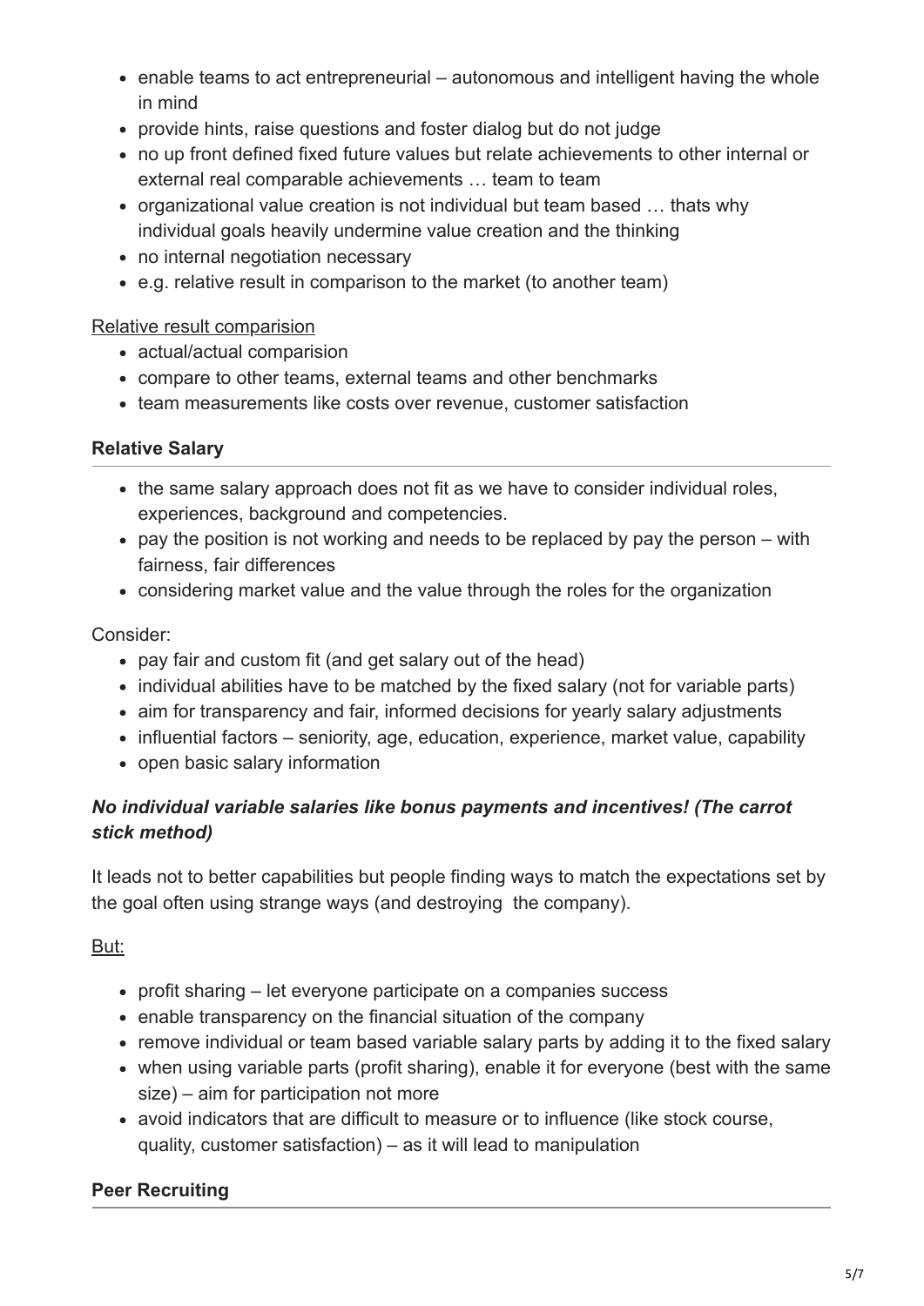- enable teams to act entrepreneurial – autonomous and intelligent having the whole in mind
- provide hints, raise questions and foster dialog but do not judge
- no up front defined fixed future values but relate achievements to other internal or external real comparable achievements … team to team
- organizational value creation is not individual but team based … thats why individual goals heavily undermine value creation and the thinking
- no internal negotiation necessary
- e.g. relative result in comparison to the market (to another team)

<u>Relative result comparision</u>

- actual/actual comparision
- compare to other teams, external teams and other benchmarks
- team measurements like costs over revenue, customer satisfaction

### Relative Salary

- the same salary approach does not fit as we have to consider individual roles, experiences, background and competencies.
- pay the position is not working and needs to be replaced by pay the person – with fairness, fair differences
- considering market value and the value through the roles for the organization

Consider:

- pay fair and custom fit (and get salary out of the head)
- individual abilities have to be matched by the fixed salary (not for variable parts)
- aim for transparency and fair, informed decisions for yearly salary adjustments
- influential factors – seniority, age, education, experience, market value, capability
- open basic salary information

***No individual variable salaries like bonus payments and incentives! (The carrot stick method)***

It leads not to better capabilities but people finding ways to match the expectations set by the goal often using strange ways (and destroying the company).

<u>But:</u>

- profit sharing – let everyone participate on a companies success
- enable transparency on the financial situation of the company
- remove individual or team based variable salary parts by adding it to the fixed salary
- when using variable parts (profit sharing), enable it for everyone (best with the same size) – aim for participation not more
- avoid indicators that are difficult to measure or to influence (like stock course, quality, customer satisfaction) – as it will lead to manipulation

### Peer Recruiting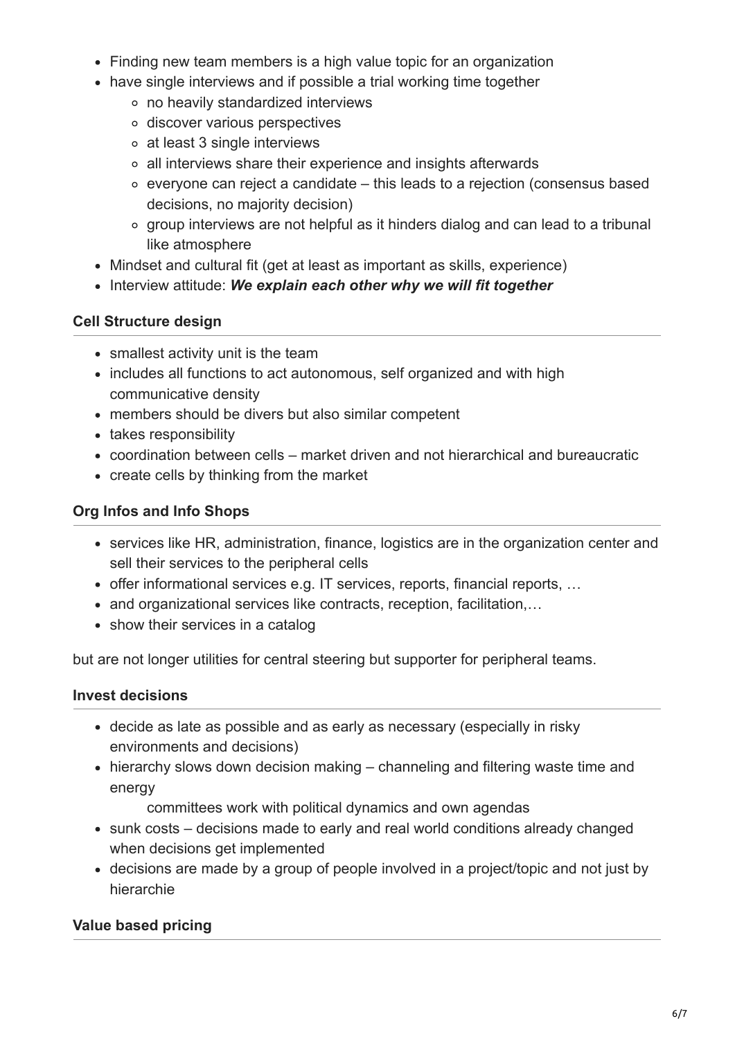- Finding new team members is a high value topic for an organization
- have single interviews and if possible a trial working time together
  - no heavily standardized interviews
  - discover various perspectives
  - at least 3 single interviews
  - all interviews share their experience and insights afterwards
  - everyone can reject a candidate – this leads to a rejection (consensus based decisions, no majority decision)
  - group interviews are not helpful as it hinders dialog and can lead to a tribunal like atmosphere
- Mindset and cultural fit (get at least as important as skills, experience)
- Interview attitude: ***We explain each other why we will fit together***

#### Cell Structure design

- smallest activity unit is the team
- includes all functions to act autonomous, self organized and with high communicative density
- members should be divers but also similar competent
- takes responsibility
- coordination between cells – market driven and not hierarchical and bureaucratic
- create cells by thinking from the market

#### Org Infos and Info Shops

- services like HR, administration, finance, logistics are in the organization center and sell their services to the peripheral cells
- offer informational services e.g. IT services, reports, financial reports, …
- and organizational services like contracts, reception, facilitation,…
- show their services in a catalog

but are not longer utilities for central steering but supporter for peripheral teams.

#### Invest decisions

- decide as late as possible and as early as necessary (especially in risky environments and decisions)
- hierarchy slows down decision making – channeling and filtering waste time and energy

  committees work with political dynamics and own agendas
- sunk costs – decisions made to early and real world conditions already changed when decisions get implemented
- decisions are made by a group of people involved in a project/topic and not just by hierarchie

#### Value based pricing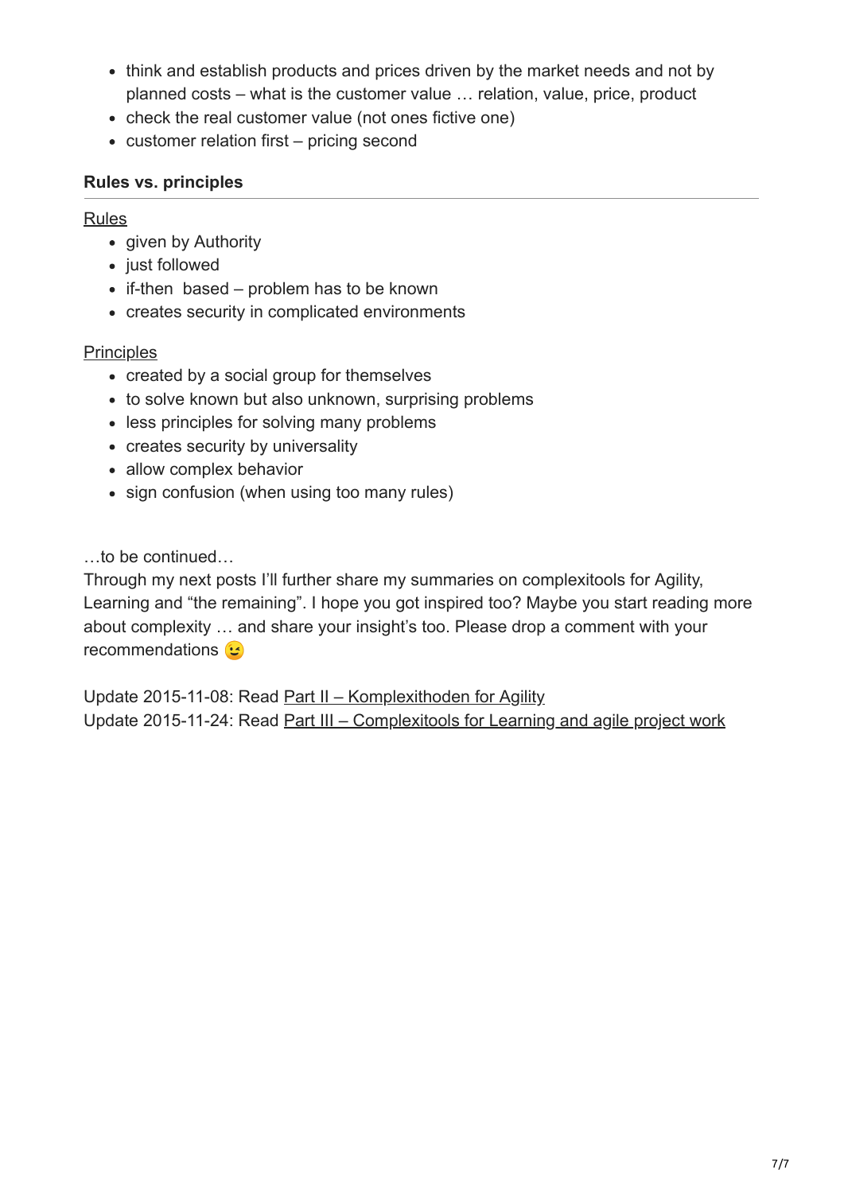- think and establish products and prices driven by the market needs and not by planned costs – what is the customer value … relation, value, price, product
- check the real customer value (not ones fictive one)
- customer relation first – pricing second

### Rules vs. principles

Rules

- given by Authority
- just followed
- if-then based – problem has to be known
- creates security in complicated environments

Principles

- created by a social group for themselves
- to solve known but also unknown, surprising problems
- less principles for solving many problems
- creates security by universality
- allow complex behavior
- sign confusion (when using too many rules)

…to be continued…
Through my next posts I'll further share my summaries on complexitools for Agility, Learning and "the remaining". I hope you got inspired too? Maybe you start reading more about complexity … and share your insight's too. Please drop a comment with your recommendations 😉

Update 2015-11-08: Read Part II – Komplexithoden for Agility
Update 2015-11-24: Read Part III – Complexitools for Learning and agile project work